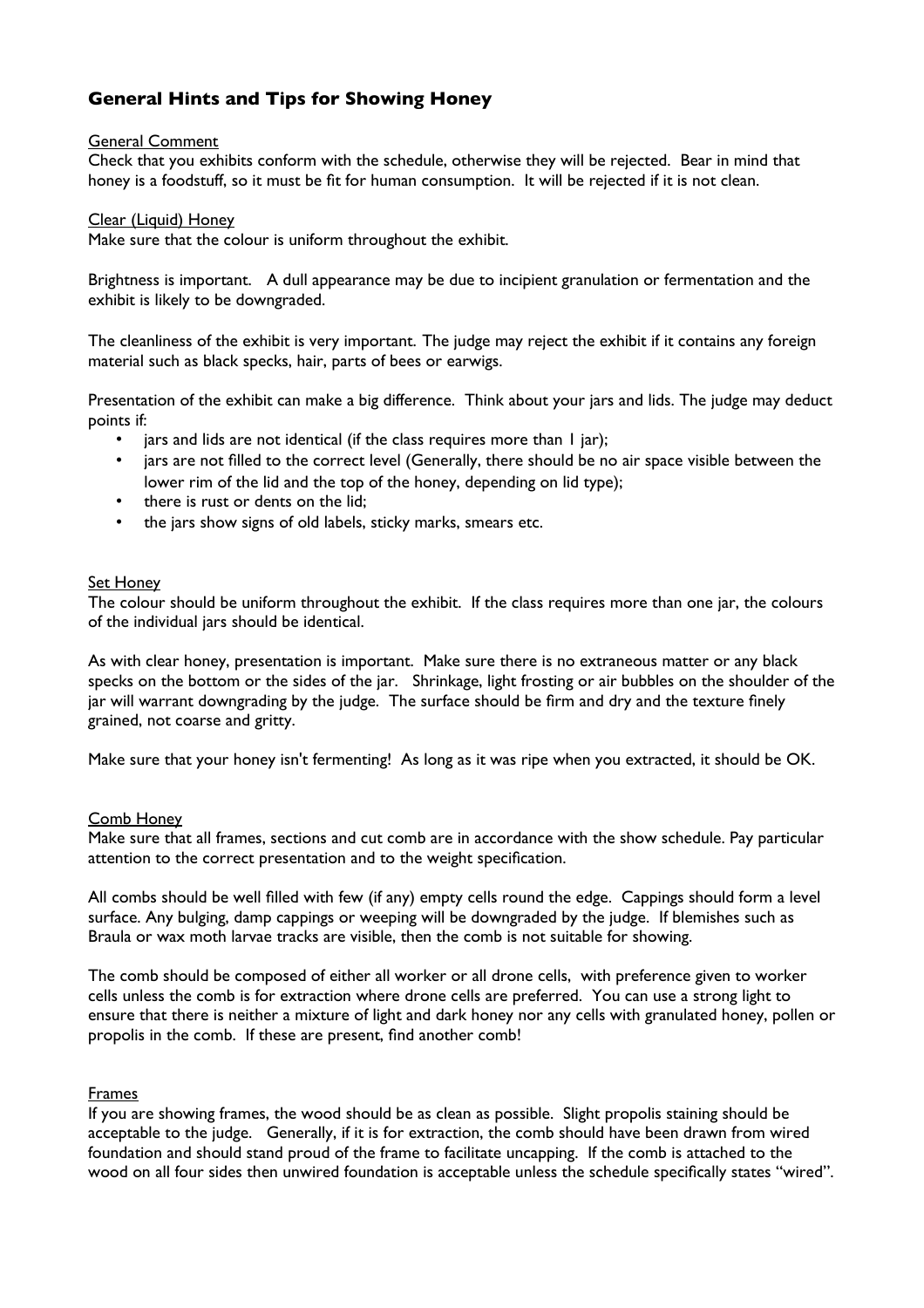## General Hints and Tips for Showing Honey

General Comment

Check that you exhibits conform with the schedule, otherwise they will be rejected. Bear in mind that honey is a foodstuff, so it must be fit for human consumption. It will be rejected if it is not clean.

Clear (Liquid) Honey

Make sure that the colour is uniform throughout the exhibit.

Brightness is important. A dull appearance may be due to incipient granulation or fermentation and the exhibit is likely to be downgraded.

The cleanliness of the exhibit is very important. The judge may reject the exhibit if it contains any foreign material such as black specks, hair, parts of bees or earwigs.

Presentation of the exhibit can make a big difference. Think about your jars and lids. The judge may deduct points if:

- jars and lids are not identical (if the class requires more than 1 jar);
- jars are not filled to the correct level (Generally, there should be no air space visible between the lower rim of the lid and the top of the honey, depending on lid type);
- there is rust or dents on the lid;
- the jars show signs of old labels, sticky marks, smears etc.

Set Honey

The colour should be uniform throughout the exhibit. If the class requires more than one jar, the colours of the individual jars should be identical.

As with clear honey, presentation is important. Make sure there is no extraneous matter or any black specks on the bottom or the sides of the jar. Shrinkage, light frosting or air bubbles on the shoulder of the jar will warrant downgrading by the judge. The surface should be firm and dry and the texture finely grained, not coarse and gritty.

Make sure that your honey isn't fermenting! As long as it was ripe when you extracted, it should be OK.

Comb Honey

Make sure that all frames, sections and cut comb are in accordance with the show schedule. Pay particular attention to the correct presentation and to the weight specification.

All combs should be well filled with few (if any) empty cells round the edge. Cappings should form a level surface. Any bulging, damp cappings or weeping will be downgraded by the judge. If blemishes such as Braula or wax moth larvae tracks are visible, then the comb is not suitable for showing.

The comb should be composed of either all worker or all drone cells, with preference given to worker cells unless the comb is for extraction where drone cells are preferred. You can use a strong light to ensure that there is neither a mixture of light and dark honey nor any cells with granulated honey, pollen or propolis in the comb. If these are present, find another comb!

Frames

If you are showing frames, the wood should be as clean as possible. Slight propolis staining should be acceptable to the judge. Generally, if it is for extraction, the comb should have been drawn from wired foundation and should stand proud of the frame to facilitate uncapping. If the comb is attached to the wood on all four sides then unwired foundation is acceptable unless the schedule specifically states "wired".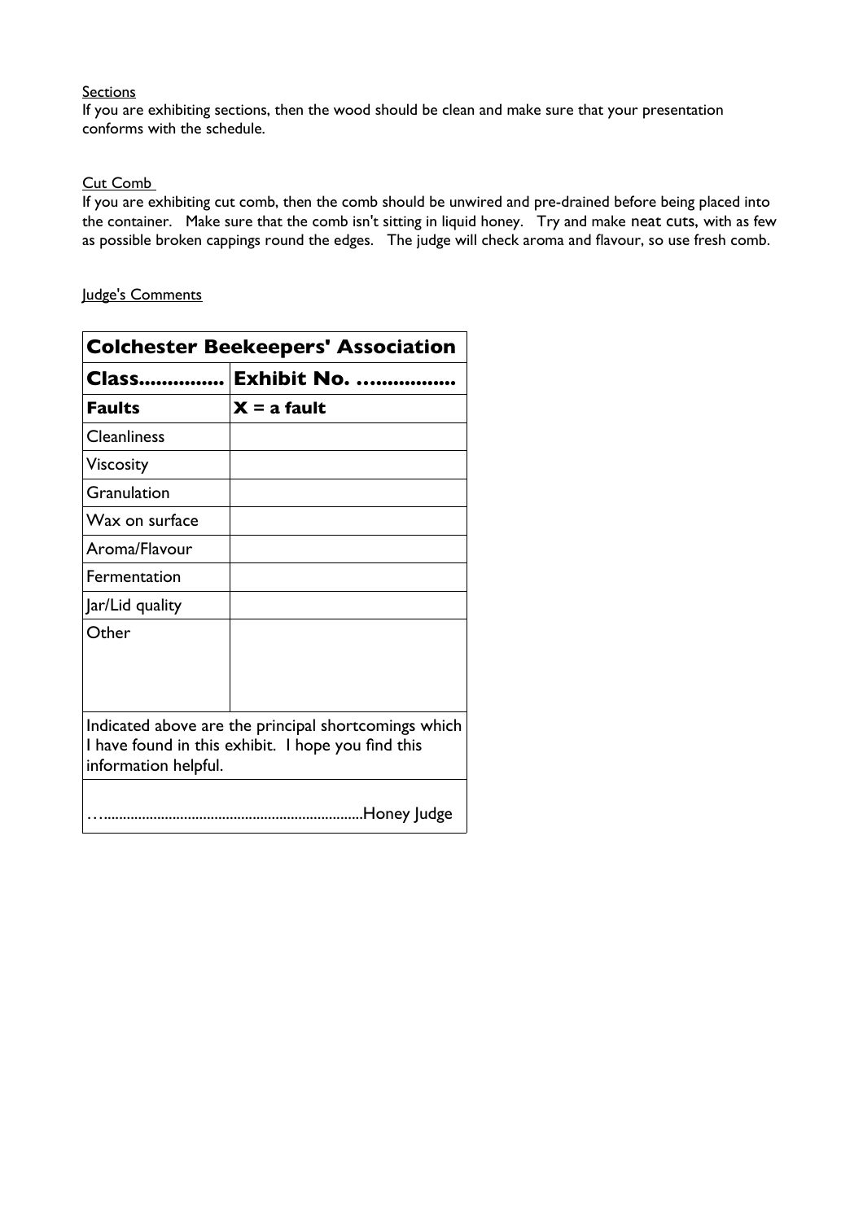<u>Sections</u>

If you are exhibiting sections, then the wood should be clean and make sure that your presentation conforms with the schedule.

<u>Cut Comb</u>

If you are exhibiting cut comb, then the comb should be unwired and pre-drained before being placed into the container. Make sure that the comb isn't sitting in liquid honey. Try and make neat cuts, with as few as possible broken cappings round the edges. The judge will check aroma and flavour, so use fresh comb.

<u>Judge's Comments</u>

| **Colchester Beekeepers' Association** | |
|---|---|
| **Class...............** | **Exhibit No. .................** |
| **Faults** | **X = a fault** |
| Cleanliness | |
| Viscosity | |
| Granulation | |
| Wax on surface | |
| Aroma/Flavour | |
| Fermentation | |
| Jar/Lid quality | |
| Other | |
| Indicated above are the principal shortcomings which I have found in this exhibit. I hope you find this information helpful. | |
| …..................................................................Honey Judge | |